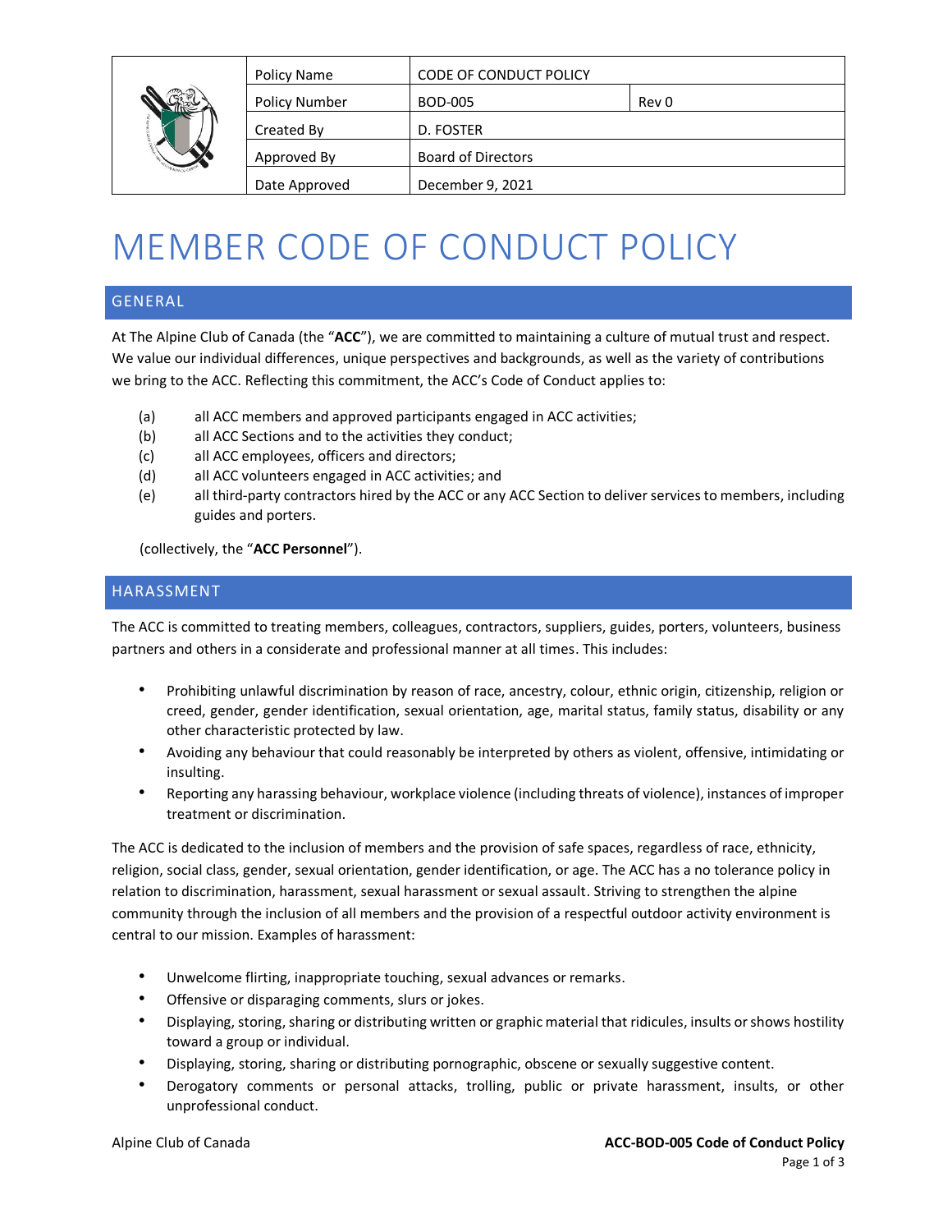| | Policy Name | CODE OF CONDUCT POLICY | |
|---|---|---|---|
| | Policy Number | BOD-005 | Rev 0 |
| | Created By | D. FOSTER | |
| | Approved By | Board of Directors | |
| | Date Approved | December 9, 2021 | |

# MEMBER CODE OF CONDUCT POLICY

## GENERAL

At The Alpine Club of Canada (the "**ACC**"), we are committed to maintaining a culture of mutual trust and respect. We value our individual differences, unique perspectives and backgrounds, as well as the variety of contributions we bring to the ACC. Reflecting this commitment, the ACC's Code of Conduct applies to:

(a) all ACC members and approved participants engaged in ACC activities;
(b) all ACC Sections and to the activities they conduct;
(c) all ACC employees, officers and directors;
(d) all ACC volunteers engaged in ACC activities; and
(e) all third-party contractors hired by the ACC or any ACC Section to deliver services to members, including guides and porters.

(collectively, the "**ACC Personnel**").

## HARASSMENT

The ACC is committed to treating members, colleagues, contractors, suppliers, guides, porters, volunteers, business partners and others in a considerate and professional manner at all times. This includes:

- Prohibiting unlawful discrimination by reason of race, ancestry, colour, ethnic origin, citizenship, religion or creed, gender, gender identification, sexual orientation, age, marital status, family status, disability or any other characteristic protected by law.
- Avoiding any behaviour that could reasonably be interpreted by others as violent, offensive, intimidating or insulting.
- Reporting any harassing behaviour, workplace violence (including threats of violence), instances of improper treatment or discrimination.

The ACC is dedicated to the inclusion of members and the provision of safe spaces, regardless of race, ethnicity, religion, social class, gender, sexual orientation, gender identification, or age. The ACC has a no tolerance policy in relation to discrimination, harassment, sexual harassment or sexual assault. Striving to strengthen the alpine community through the inclusion of all members and the provision of a respectful outdoor activity environment is central to our mission. Examples of harassment:

- Unwelcome flirting, inappropriate touching, sexual advances or remarks.
- Offensive or disparaging comments, slurs or jokes.
- Displaying, storing, sharing or distributing written or graphic material that ridicules, insults or shows hostility toward a group or individual.
- Displaying, storing, sharing or distributing pornographic, obscene or sexually suggestive content.
- Derogatory comments or personal attacks, trolling, public or private harassment, insults, or other unprofessional conduct.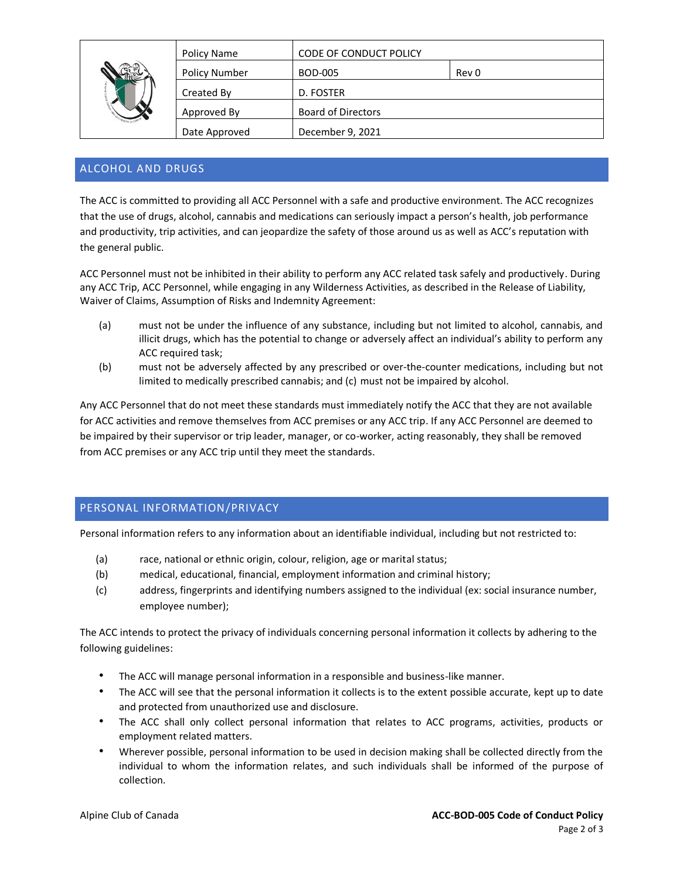| | Policy Name | CODE OF CONDUCT POLICY | |
|---|---|---|---|
| | Policy Number | BOD-005 | Rev 0 |
| | Created By | D. FOSTER | |
| | Approved By | Board of Directors | |
| | Date Approved | December 9, 2021 | |

## ALCOHOL AND DRUGS

The ACC is committed to providing all ACC Personnel with a safe and productive environment. The ACC recognizes that the use of drugs, alcohol, cannabis and medications can seriously impact a person's health, job performance and productivity, trip activities, and can jeopardize the safety of those around us as well as ACC's reputation with the general public.

ACC Personnel must not be inhibited in their ability to perform any ACC related task safely and productively. During any ACC Trip, ACC Personnel, while engaging in any Wilderness Activities, as described in the Release of Liability, Waiver of Claims, Assumption of Risks and Indemnity Agreement:

(a) must not be under the influence of any substance, including but not limited to alcohol, cannabis, and illicit drugs, which has the potential to change or adversely affect an individual's ability to perform any ACC required task;

(b) must not be adversely affected by any prescribed or over-the-counter medications, including but not limited to medically prescribed cannabis; and (c) must not be impaired by alcohol.

Any ACC Personnel that do not meet these standards must immediately notify the ACC that they are not available for ACC activities and remove themselves from ACC premises or any ACC trip. If any ACC Personnel are deemed to be impaired by their supervisor or trip leader, manager, or co-worker, acting reasonably, they shall be removed from ACC premises or any ACC trip until they meet the standards.

## PERSONAL INFORMATION/PRIVACY

Personal information refers to any information about an identifiable individual, including but not restricted to:

(a) race, national or ethnic origin, colour, religion, age or marital status;

(b) medical, educational, financial, employment information and criminal history;

(c) address, fingerprints and identifying numbers assigned to the individual (ex: social insurance number, employee number);

The ACC intends to protect the privacy of individuals concerning personal information it collects by adhering to the following guidelines:

- The ACC will manage personal information in a responsible and business-like manner.
- The ACC will see that the personal information it collects is to the extent possible accurate, kept up to date and protected from unauthorized use and disclosure.
- The ACC shall only collect personal information that relates to ACC programs, activities, products or employment related matters.
- Wherever possible, personal information to be used in decision making shall be collected directly from the individual to whom the information relates, and such individuals shall be informed of the purpose of collection.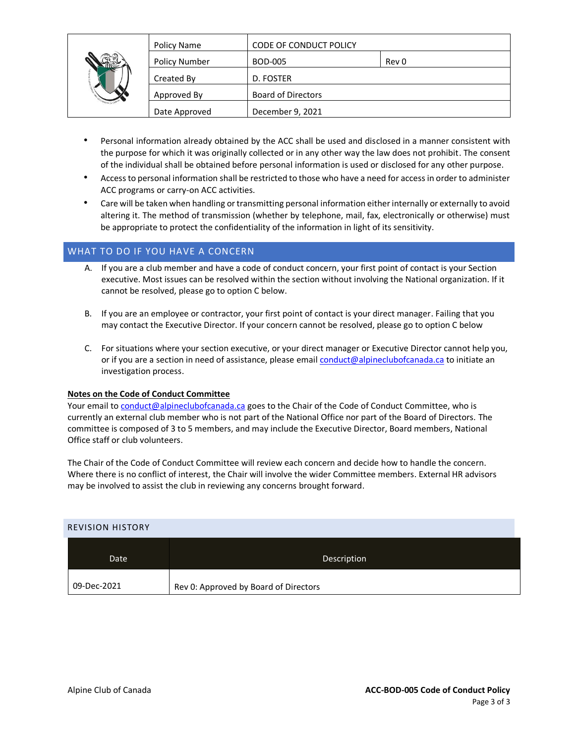- Personal information already obtained by the ACC shall be used and disclosed in a manner consistent with the purpose for which it was originally collected or in any other way the law does not prohibit. The consent of the individual shall be obtained before personal information is used or disclosed for any other purpose.
- Access to personal information shall be restricted to those who have a need for access in order to administer ACC programs or carry-on ACC activities.
- Care will be taken when handling or transmitting personal information either internally or externally to avoid altering it. The method of transmission (whether by telephone, mail, fax, electronically or otherwise) must be appropriate to protect the confidentiality of the information in light of its sensitivity.

## WHAT TO DO IF YOU HAVE A CONCERN

A. If you are a club member and have a code of conduct concern, your first point of contact is your Section executive. Most issues can be resolved within the section without involving the National organization. If it cannot be resolved, please go to option C below.

B. If you are an employee or contractor, your first point of contact is your direct manager. Failing that you may contact the Executive Director. If your concern cannot be resolved, please go to option C below

C. For situations where your section executive, or your direct manager or Executive Director cannot help you, or if you are a section in need of assistance, please email conduct@alpineclubofcanada.ca to initiate an investigation process.

**Notes on the Code of Conduct Committee**

Your email to conduct@alpineclubofcanada.ca goes to the Chair of the Code of Conduct Committee, who is currently an external club member who is not part of the National Office nor part of the Board of Directors. The committee is composed of 3 to 5 members, and may include the Executive Director, Board members, National Office staff or club volunteers.

The Chair of the Code of Conduct Committee will review each concern and decide how to handle the concern. Where there is no conflict of interest, the Chair will involve the wider Committee members. External HR advisors may be involved to assist the club in reviewing any concerns brought forward.

## REVISION HISTORY

| Date | Description |
|---|---|
| 09-Dec-2021 | Rev 0: Approved by Board of Directors |